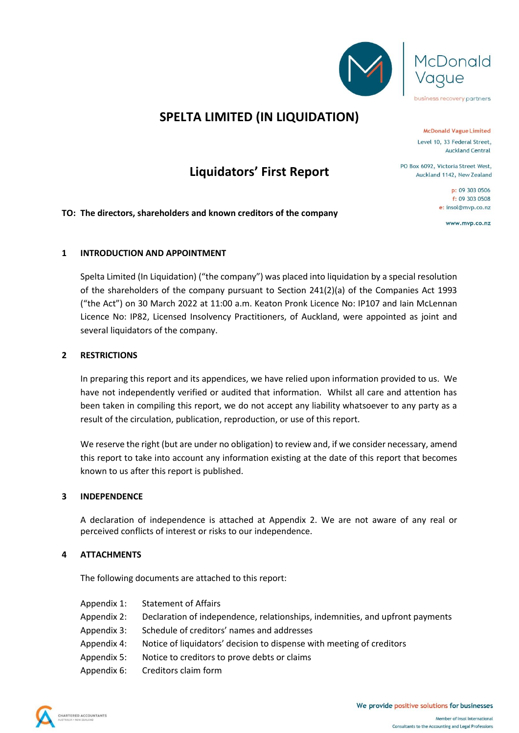# SPELTA LIMITED (IN LIQUIDATION)

McDonald Vague Limited
Level 10, 33 Federal Street,
Auckland Central

PO Box 6092, Victoria Street West,
Auckland 1142, New Zealand

p: 09 303 0506
f: 09 303 0508
e: insol@mvp.co.nz

www.mvp.co.nz

## Liquidators' First Report

**TO: The directors, shareholders and known creditors of the company**

### 1 INTRODUCTION AND APPOINTMENT

Spelta Limited (In Liquidation) ("the company") was placed into liquidation by a special resolution of the shareholders of the company pursuant to Section 241(2)(a) of the Companies Act 1993 ("the Act") on 30 March 2022 at 11:00 a.m. Keaton Pronk Licence No: IP107 and Iain McLennan Licence No: IP82, Licensed Insolvency Practitioners, of Auckland, were appointed as joint and several liquidators of the company.

### 2 RESTRICTIONS

In preparing this report and its appendices, we have relied upon information provided to us. We have not independently verified or audited that information. Whilst all care and attention has been taken in compiling this report, we do not accept any liability whatsoever to any party as a result of the circulation, publication, reproduction, or use of this report.

We reserve the right (but are under no obligation) to review and, if we consider necessary, amend this report to take into account any information existing at the date of this report that becomes known to us after this report is published.

### 3 INDEPENDENCE

A declaration of independence is attached at Appendix 2. We are not aware of any real or perceived conflicts of interest or risks to our independence.

### 4 ATTACHMENTS

The following documents are attached to this report:

- Appendix 1: Statement of Affairs
- Appendix 2: Declaration of independence, relationships, indemnities, and upfront payments
- Appendix 3: Schedule of creditors' names and addresses
- Appendix 4: Notice of liquidators' decision to dispense with meeting of creditors
- Appendix 5: Notice to creditors to prove debts or claims
- Appendix 6: Creditors claim form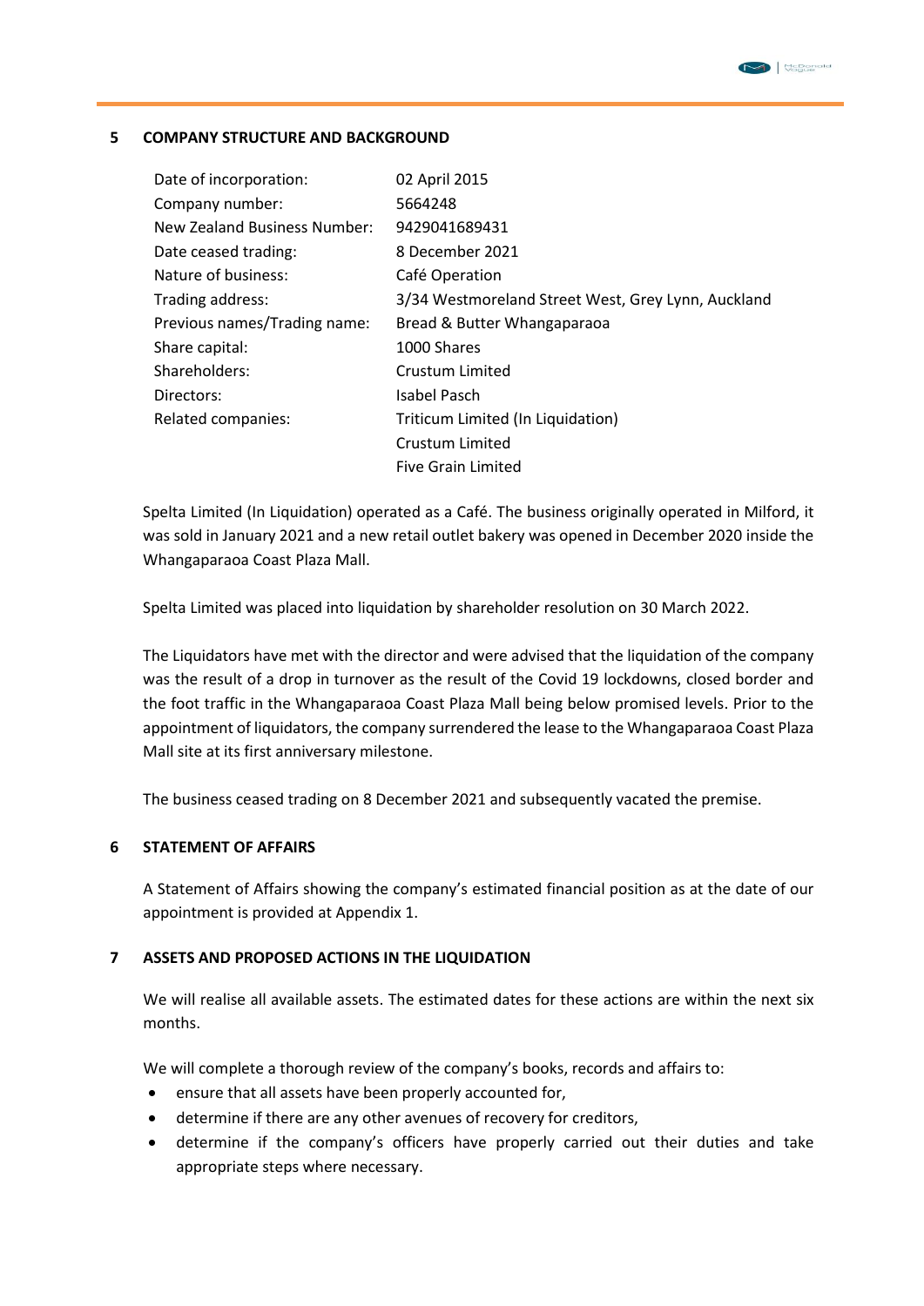## 5 COMPANY STRUCTURE AND BACKGROUND

| | |
|---|---|
| Date of incorporation: | 02 April 2015 |
| Company number: | 5664248 |
| New Zealand Business Number: | 9429041689431 |
| Date ceased trading: | 8 December 2021 |
| Nature of business: | Café Operation |
| Trading address: | 3/34 Westmoreland Street West, Grey Lynn, Auckland |
| Previous names/Trading name: | Bread & Butter Whangaparaoa |
| Share capital: | 1000 Shares |
| Shareholders: | Crustum Limited |
| Directors: | Isabel Pasch |
| Related companies: | Triticum Limited (In Liquidation) |
| | Crustum Limited |
| | Five Grain Limited |

Spelta Limited (In Liquidation) operated as a Café. The business originally operated in Milford, it was sold in January 2021 and a new retail outlet bakery was opened in December 2020 inside the Whangaparaoa Coast Plaza Mall.

Spelta Limited was placed into liquidation by shareholder resolution on 30 March 2022.

The Liquidators have met with the director and were advised that the liquidation of the company was the result of a drop in turnover as the result of the Covid 19 lockdowns, closed border and the foot traffic in the Whangaparaoa Coast Plaza Mall being below promised levels. Prior to the appointment of liquidators, the company surrendered the lease to the Whangaparaoa Coast Plaza Mall site at its first anniversary milestone.

The business ceased trading on 8 December 2021 and subsequently vacated the premise.

## 6 STATEMENT OF AFFAIRS

A Statement of Affairs showing the company's estimated financial position as at the date of our appointment is provided at Appendix 1.

## 7 ASSETS AND PROPOSED ACTIONS IN THE LIQUIDATION

We will realise all available assets. The estimated dates for these actions are within the next six months.

We will complete a thorough review of the company's books, records and affairs to:

- ensure that all assets have been properly accounted for,
- determine if there are any other avenues of recovery for creditors,
- determine if the company's officers have properly carried out their duties and take appropriate steps where necessary.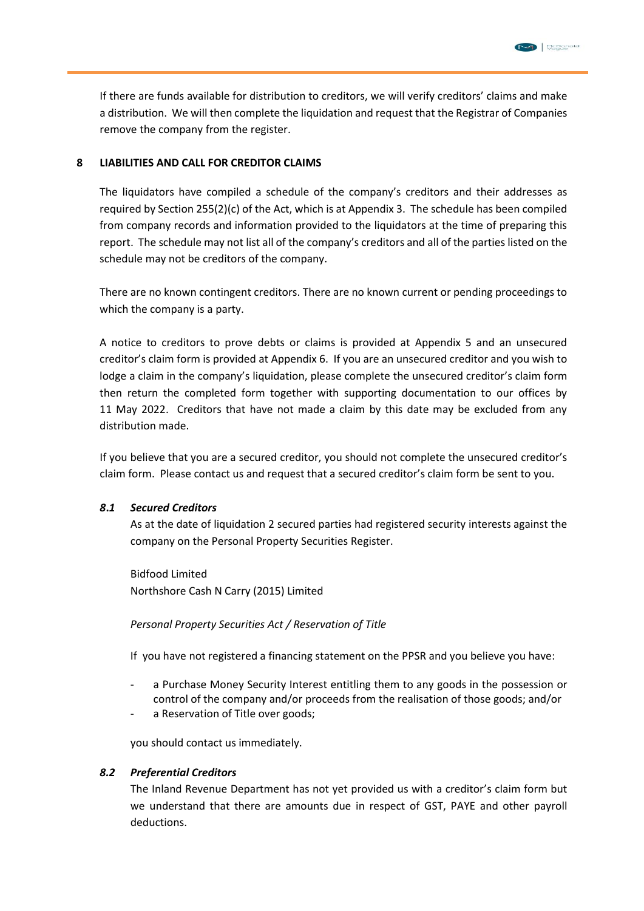If there are funds available for distribution to creditors, we will verify creditors' claims and make a distribution. We will then complete the liquidation and request that the Registrar of Companies remove the company from the register.

## 8 LIABILITIES AND CALL FOR CREDITOR CLAIMS

The liquidators have compiled a schedule of the company's creditors and their addresses as required by Section 255(2)(c) of the Act, which is at Appendix 3. The schedule has been compiled from company records and information provided to the liquidators at the time of preparing this report. The schedule may not list all of the company's creditors and all of the parties listed on the schedule may not be creditors of the company.

There are no known contingent creditors. There are no known current or pending proceedings to which the company is a party.

A notice to creditors to prove debts or claims is provided at Appendix 5 and an unsecured creditor's claim form is provided at Appendix 6. If you are an unsecured creditor and you wish to lodge a claim in the company's liquidation, please complete the unsecured creditor's claim form then return the completed form together with supporting documentation to our offices by 11 May 2022. Creditors that have not made a claim by this date may be excluded from any distribution made.

If you believe that you are a secured creditor, you should not complete the unsecured creditor's claim form. Please contact us and request that a secured creditor's claim form be sent to you.

### *8.1 Secured Creditors*

As at the date of liquidation 2 secured parties had registered security interests against the company on the Personal Property Securities Register.

Bidfood Limited
Northshore Cash N Carry (2015) Limited

*Personal Property Securities Act / Reservation of Title*

If you have not registered a financing statement on the PPSR and you believe you have:

- a Purchase Money Security Interest entitling them to any goods in the possession or control of the company and/or proceeds from the realisation of those goods; and/or
- a Reservation of Title over goods;

you should contact us immediately.

### *8.2 Preferential Creditors*

The Inland Revenue Department has not yet provided us with a creditor's claim form but we understand that there are amounts due in respect of GST, PAYE and other payroll deductions.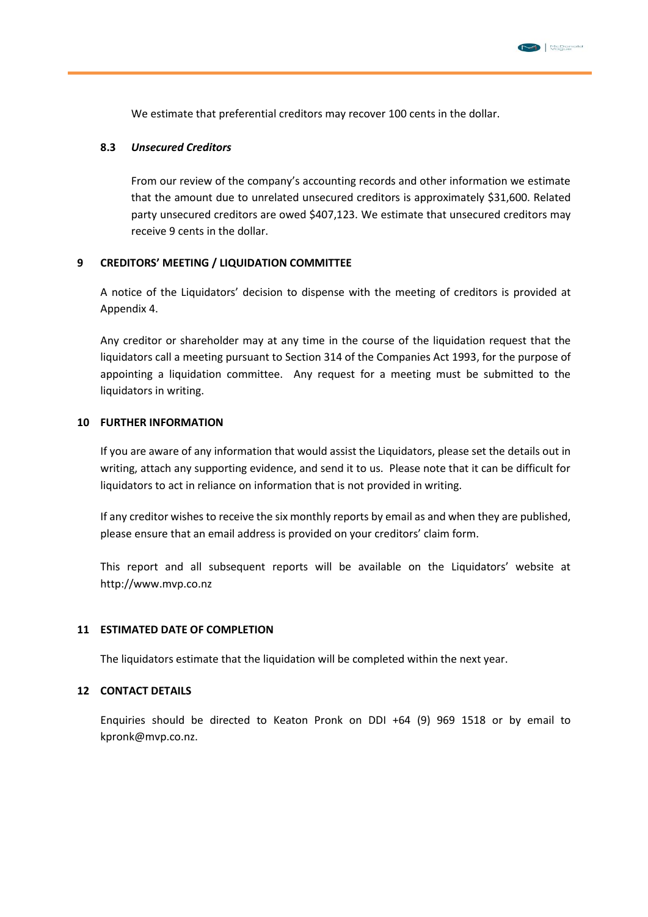We estimate that preferential creditors may recover 100 cents in the dollar.

### 8.3 *Unsecured Creditors*

From our review of the company's accounting records and other information we estimate that the amount due to unrelated unsecured creditors is approximately $31,600. Related party unsecured creditors are owed $407,123. We estimate that unsecured creditors may receive 9 cents in the dollar.

## 9 CREDITORS' MEETING / LIQUIDATION COMMITTEE

A notice of the Liquidators' decision to dispense with the meeting of creditors is provided at Appendix 4.

Any creditor or shareholder may at any time in the course of the liquidation request that the liquidators call a meeting pursuant to Section 314 of the Companies Act 1993, for the purpose of appointing a liquidation committee. Any request for a meeting must be submitted to the liquidators in writing.

## 10 FURTHER INFORMATION

If you are aware of any information that would assist the Liquidators, please set the details out in writing, attach any supporting evidence, and send it to us. Please note that it can be difficult for liquidators to act in reliance on information that is not provided in writing.

If any creditor wishes to receive the six monthly reports by email as and when they are published, please ensure that an email address is provided on your creditors' claim form.

This report and all subsequent reports will be available on the Liquidators' website at http://www.mvp.co.nz

## 11 ESTIMATED DATE OF COMPLETION

The liquidators estimate that the liquidation will be completed within the next year.

## 12 CONTACT DETAILS

Enquiries should be directed to Keaton Pronk on DDI +64 (9) 969 1518 or by email to kpronk@mvp.co.nz.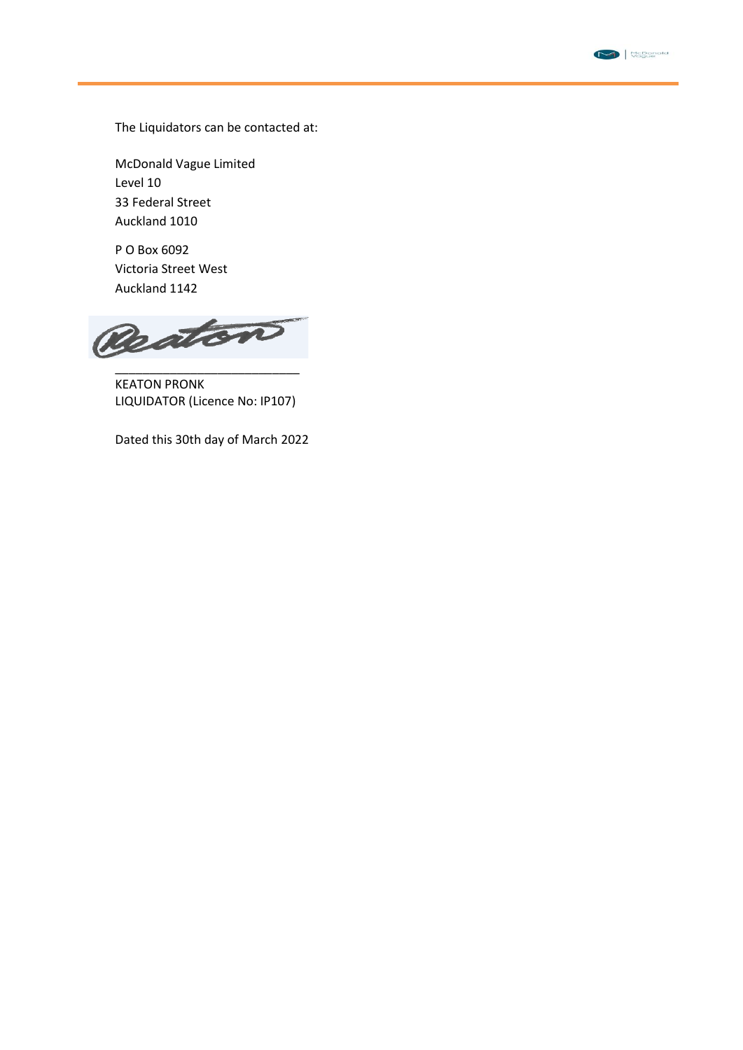The Liquidators can be contacted at:

McDonald Vague Limited
Level 10
33 Federal Street
Auckland 1010

P O Box 6092
Victoria Street West
Auckland 1142

\_\_\_\_\_\_\_\_\_\_\_\_\_\_\_\_\_\_\_\_\_\_\_\_\_\_\_\_

KEATON PRONK
LIQUIDATOR (Licence No: IP107)

Dated this 30th day of March 2022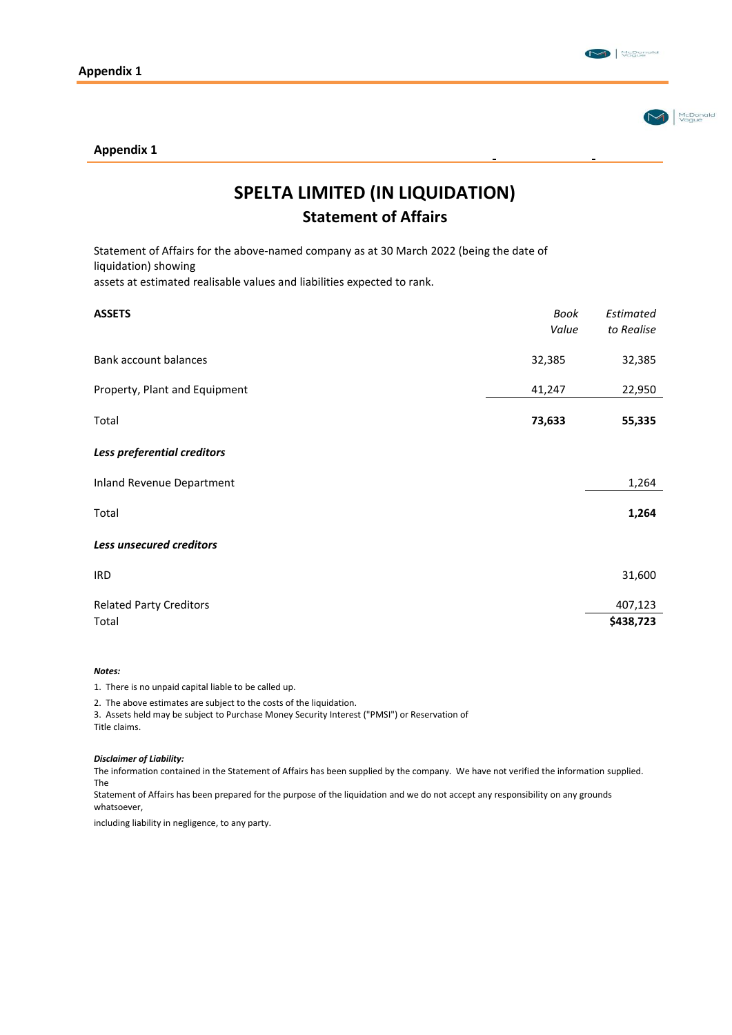## Appendix 1

# SPELTA LIMITED (IN LIQUIDATION)

## Statement of Affairs

Statement of Affairs for the above-named company as at 30 March 2022 (being the date of liquidation) showing
assets at estimated realisable values and liabilities expected to rank.

| **ASSETS** | *Book Value* | *Estimated to Realise* |
|---|---|---|
| Bank account balances | 32,385 | 32,385 |
| Property, Plant and Equipment | 41,247 | 22,950 |
| Total | **73,633** | **55,335** |
| ***Less preferential creditors*** | | |
| Inland Revenue Department | | 1,264 |
| Total | | **1,264** |
| ***Less unsecured creditors*** | | |
| IRD | | 31,600 |
| Related Party Creditors | | 407,123 |
| Total | | **$438,723** |

***Notes:***

1. There is no unpaid capital liable to be called up.
2. The above estimates are subject to the costs of the liquidation.
3. Assets held may be subject to Purchase Money Security Interest ("PMSI") or Reservation of Title claims.

***Disclaimer of Liability:***

The information contained in the Statement of Affairs has been supplied by the company. We have not verified the information supplied. The Statement of Affairs has been prepared for the purpose of the liquidation and we do not accept any responsibility on any grounds whatsoever, including liability in negligence, to any party.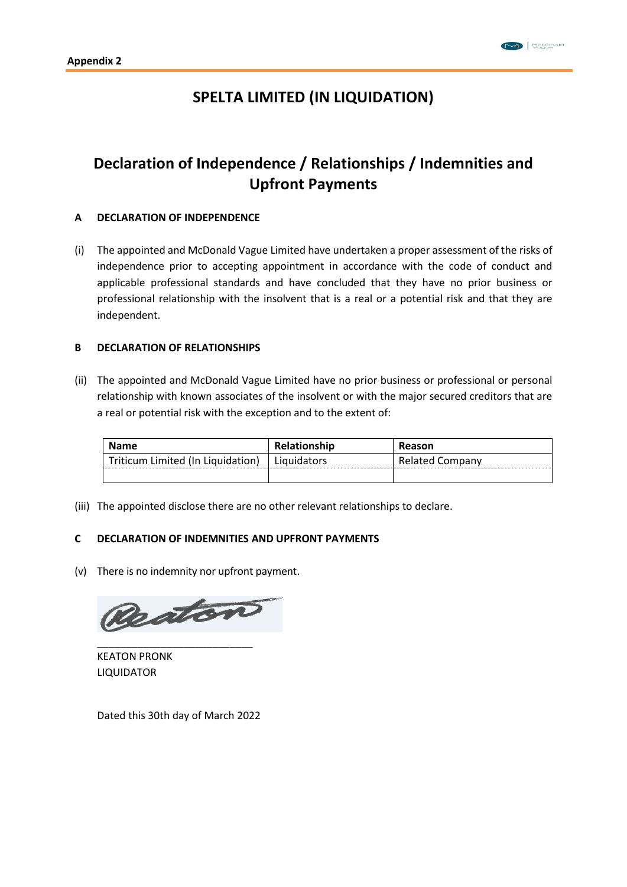**Appendix 2**

# SPELTA LIMITED (IN LIQUIDATION)

## Declaration of Independence / Relationships / Indemnities and Upfront Payments

### A DECLARATION OF INDEPENDENCE

(i) The appointed and McDonald Vague Limited have undertaken a proper assessment of the risks of independence prior to accepting appointment in accordance with the code of conduct and applicable professional standards and have concluded that they have no prior business or professional relationship with the insolvent that is a real or a potential risk and that they are independent.

### B DECLARATION OF RELATIONSHIPS

(ii) The appointed and McDonald Vague Limited have no prior business or professional or personal relationship with known associates of the insolvent or with the major secured creditors that are a real or potential risk with the exception and to the extent of:

| Name | Relationship | Reason |
|---|---|---|
| Triticum Limited (In Liquidation) | Liquidators | Related Company |
| | | |

(iii) The appointed disclose there are no other relevant relationships to declare.

### C DECLARATION OF INDEMNITIES AND UPFRONT PAYMENTS

(v) There is no indemnity nor upfront payment.

Keaton

\_\_\_\_\_\_\_\_\_\_\_\_\_\_\_\_\_\_\_\_\_\_\_\_\_\_\_\_

KEATON PRONK
LIQUIDATOR

Dated this 30th day of March 2022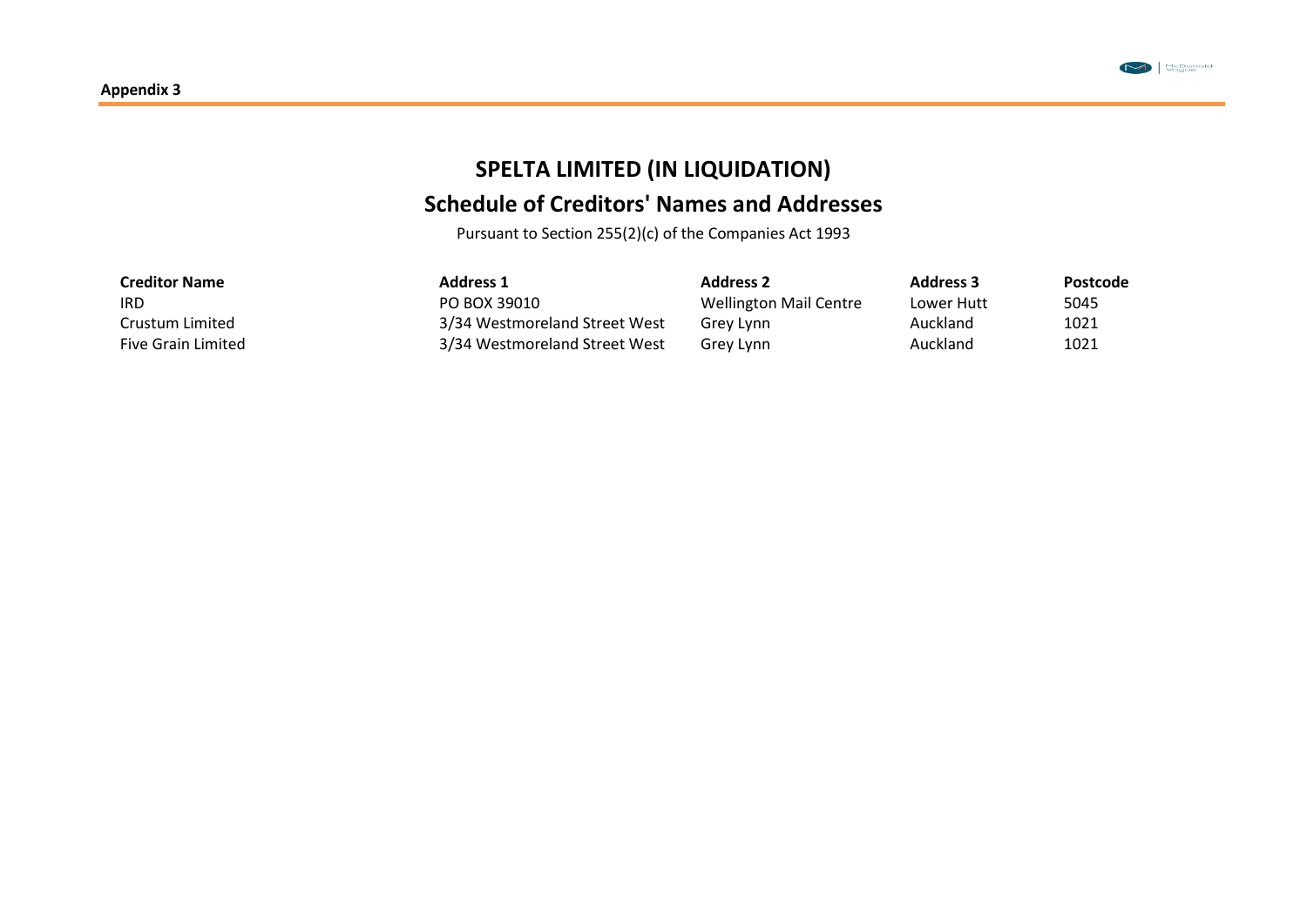**Appendix 3**

# SPELTA LIMITED (IN LIQUIDATION)

## Schedule of Creditors' Names and Addresses

Pursuant to Section 255(2)(c) of the Companies Act 1993

| Creditor Name | Address 1 | Address 2 | Address 3 | Postcode |
|---|---|---|---|---|
| IRD | PO BOX 39010 | Wellington Mail Centre | Lower Hutt | 5045 |
| Crustum Limited | 3/34 Westmoreland Street West | Grey Lynn | Auckland | 1021 |
| Five Grain Limited | 3/34 Westmoreland Street West | Grey Lynn | Auckland | 1021 |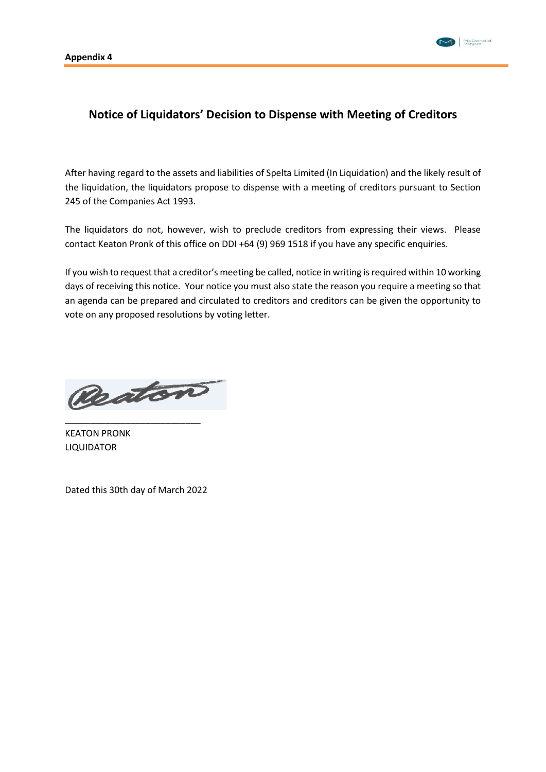**Appendix 4**

## Notice of Liquidators' Decision to Dispense with Meeting of Creditors

After having regard to the assets and liabilities of Spelta Limited (In Liquidation) and the likely result of the liquidation, the liquidators propose to dispense with a meeting of creditors pursuant to Section 245 of the Companies Act 1993.

The liquidators do not, however, wish to preclude creditors from expressing their views. Please contact Keaton Pronk of this office on DDI +64 (9) 969 1518 if you have any specific enquiries.

If you wish to request that a creditor's meeting be called, notice in writing is required within 10 working days of receiving this notice. Your notice you must also state the reason you require a meeting so that an agenda can be prepared and circulated to creditors and creditors can be given the opportunity to vote on any proposed resolutions by voting letter.

\_\_\_\_\_\_\_\_\_\_\_\_\_\_\_\_\_\_\_\_\_\_\_\_\_\_\_

KEATON PRONK
LIQUIDATOR

Dated this 30th day of March 2022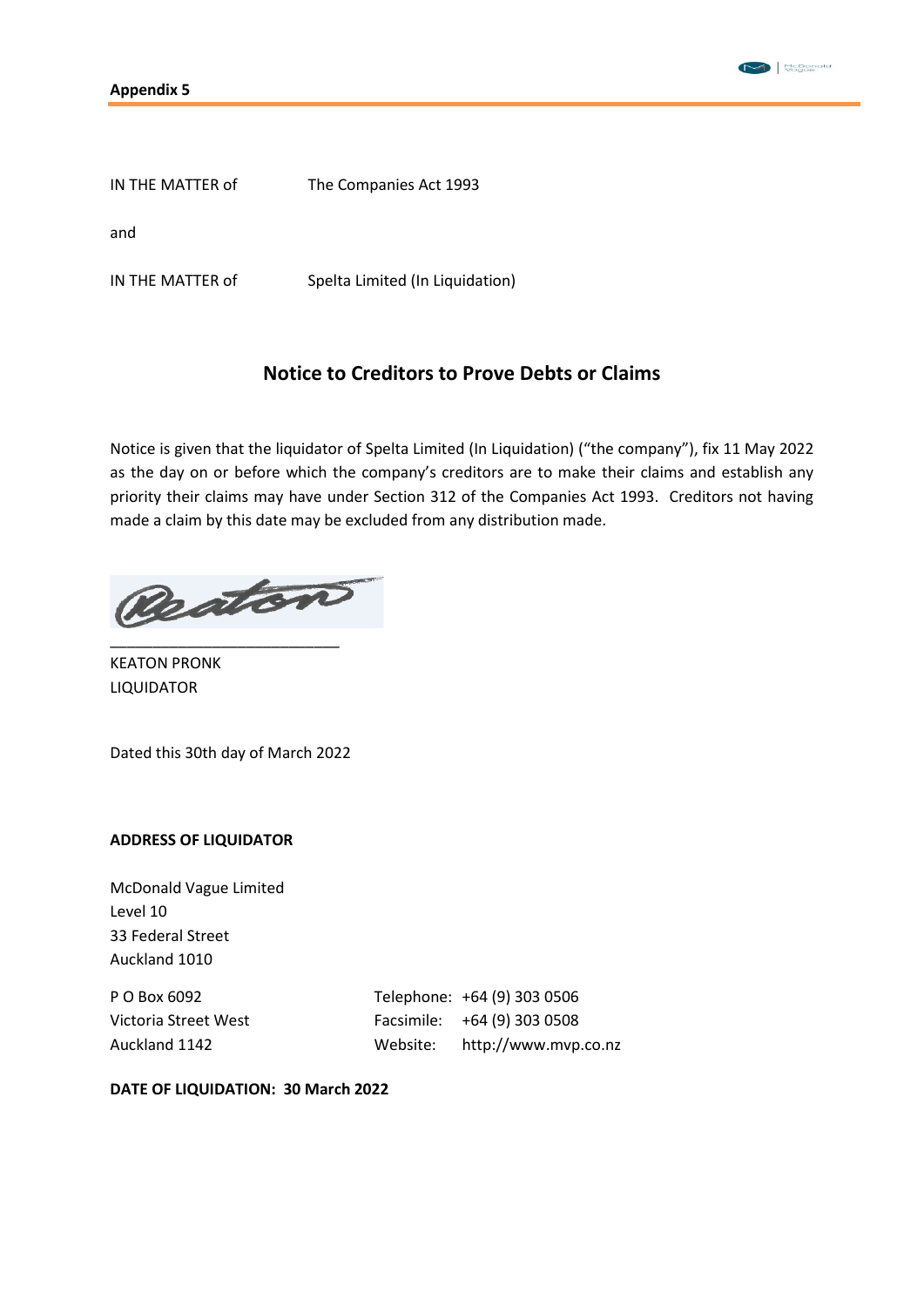**Appendix 5**

IN THE MATTER of The Companies Act 1993

and

IN THE MATTER of Spelta Limited (In Liquidation)

## Notice to Creditors to Prove Debts or Claims

Notice is given that the liquidator of Spelta Limited (In Liquidation) ("the company"), fix 11 May 2022 as the day on or before which the company's creditors are to make their claims and establish any priority their claims may have under Section 312 of the Companies Act 1993. Creditors not having made a claim by this date may be excluded from any distribution made.

\_\_\_\_\_\_\_\_\_\_\_\_\_\_\_\_\_\_\_\_\_\_\_\_\_\_\_

KEATON PRONK
LIQUIDATOR

Dated this 30th day of March 2022

**ADDRESS OF LIQUIDATOR**

McDonald Vague Limited
Level 10
33 Federal Street
Auckland 1010

P O Box 6092
Victoria Street West
Auckland 1142

Telephone: +64 (9) 303 0506
Facsimile: +64 (9) 303 0508
Website: http://www.mvp.co.nz

**DATE OF LIQUIDATION: 30 March 2022**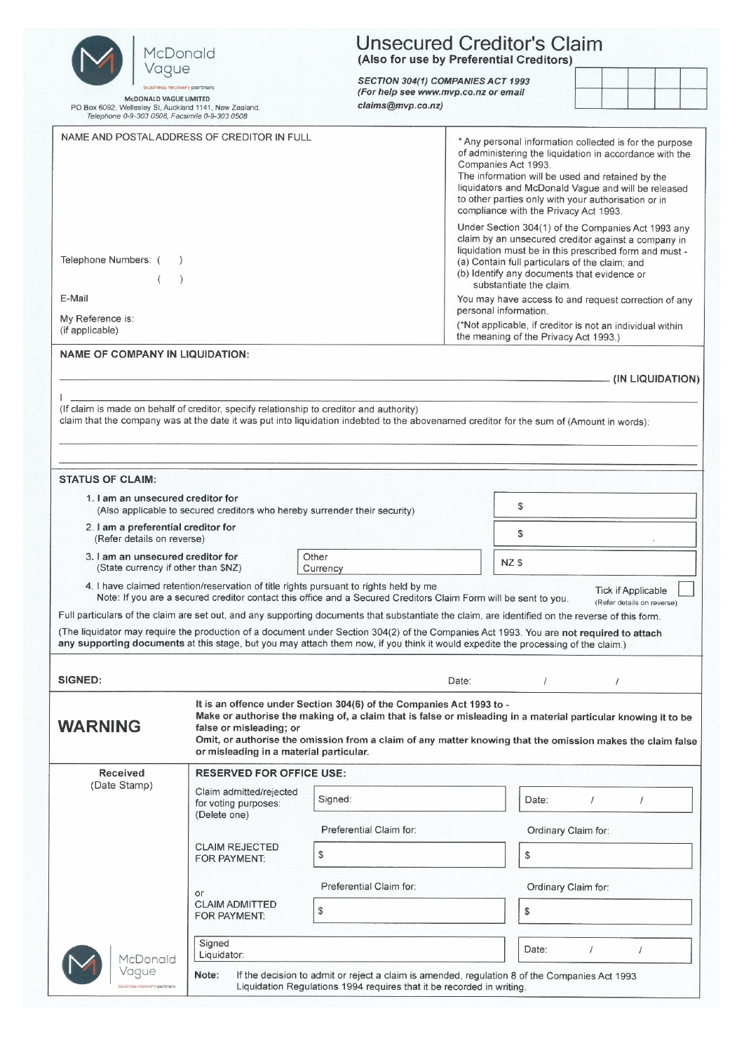McDonald Vague

business recovery partners

**McDONALD VAGUE LIMITED**
PO Box 6092, Wellesley St, Auckland 1141, New Zealand.
Telephone 0-9-303 0506, Facsimile 0-9-303 0508

# Unsecured Creditor's Claim

**(Also for use by Preferential Creditors)**

***SECTION 304(1) COMPANIES ACT 1993***
***(For help see www.mvp.co.nz or email claims@mvp.co.nz)***

| | | | | |
|---|---|---|---|---|
| | | | | |
| | | | | |

NAME AND POSTAL ADDRESS OF CREDITOR IN FULL

Telephone Numbers: (     )
(     )

E-Mail

My Reference is:
(if applicable)

* Any personal information collected is for the purpose of administering the liquidation in accordance with the Companies Act 1993.
The information will be used and retained by the liquidators and McDonald Vague and will be released to other parties only with your authorisation or in compliance with the Privacy Act 1993.

Under Section 304(1) of the Companies Act 1993 any claim by an unsecured creditor against a company in liquidation must be in this prescribed form and must -
(a) Contain full particulars of the claim; and
(b) Identify any documents that evidence or substantiate the claim.

You may have access to and request correction of any personal information.

(*Not applicable, if creditor is not an individual within the meaning of the Privacy Act 1993.)

**NAME OF COMPANY IN LIQUIDATION:**

______________________________________________ **(IN LIQUIDATION)**

I ______________________________________________
(If claim is made on behalf of creditor, specify relationship to creditor and authority)
claim that the company was at the date it was put into liquidation indebted to the abovenamed creditor for the sum of (Amount in words):

______________________________________________

______________________________________________

**STATUS OF CLAIM:**

1. **I am an unsecured creditor for** — $
   (Also applicable to secured creditors who hereby surrender their security)
2. **I am a preferential creditor for** — $
   (Refer details on reverse)
3. **I am an unsecured creditor for** — Other Currency — NZ $
   (State currency if other than $NZ)
4. I have claimed retention/reservation of title rights pursuant to rights held by me — Tick if Applicable ☐ (Refer details on reverse)
   Note: If you are a secured creditor contact this office and a Secured Creditors Claim Form will be sent to you.

Full particulars of the claim are set out, and any supporting documents that substantiate the claim, are identified on the reverse of this form.

(The liquidator may require the production of a document under Section 304(2) of the Companies Act 1993. You are **not required to attach any supporting documents** at this stage, but you may attach them now, if you think it would expedite the processing of the claim.)

**SIGNED:** Date: / /

## WARNING

**It is an offence under Section 304(6) of the Companies Act 1993 to -**
**Make or authorise the making of, a claim that is false or misleading in a material particular knowing it to be false or misleading; or**
**Omit, or authorise the omission from a claim of any matter knowing that the omission makes the claim false or misleading in a material particular.**

**Received** (Date Stamp)

**RESERVED FOR OFFICE USE:**

| | | |
|---|---|---|
| Claim admitted/rejected for voting purposes: (Delete one) | Signed: | Date: / / |
| | Preferential Claim for: | Ordinary Claim for: |
| CLAIM REJECTED FOR PAYMENT: | $ | $ |
| | Preferential Claim for: | Ordinary Claim for: |
| or CLAIM ADMITTED FOR PAYMENT: | $ | $ |
| | Signed Liquidator: | Date: / / |

**Note:** If the decision to admit or reject a claim is amended, regulation 8 of the Companies Act 1993 Liquidation Regulations 1994 requires that it be recorded in writing.

McDonald Vague

business recovery partners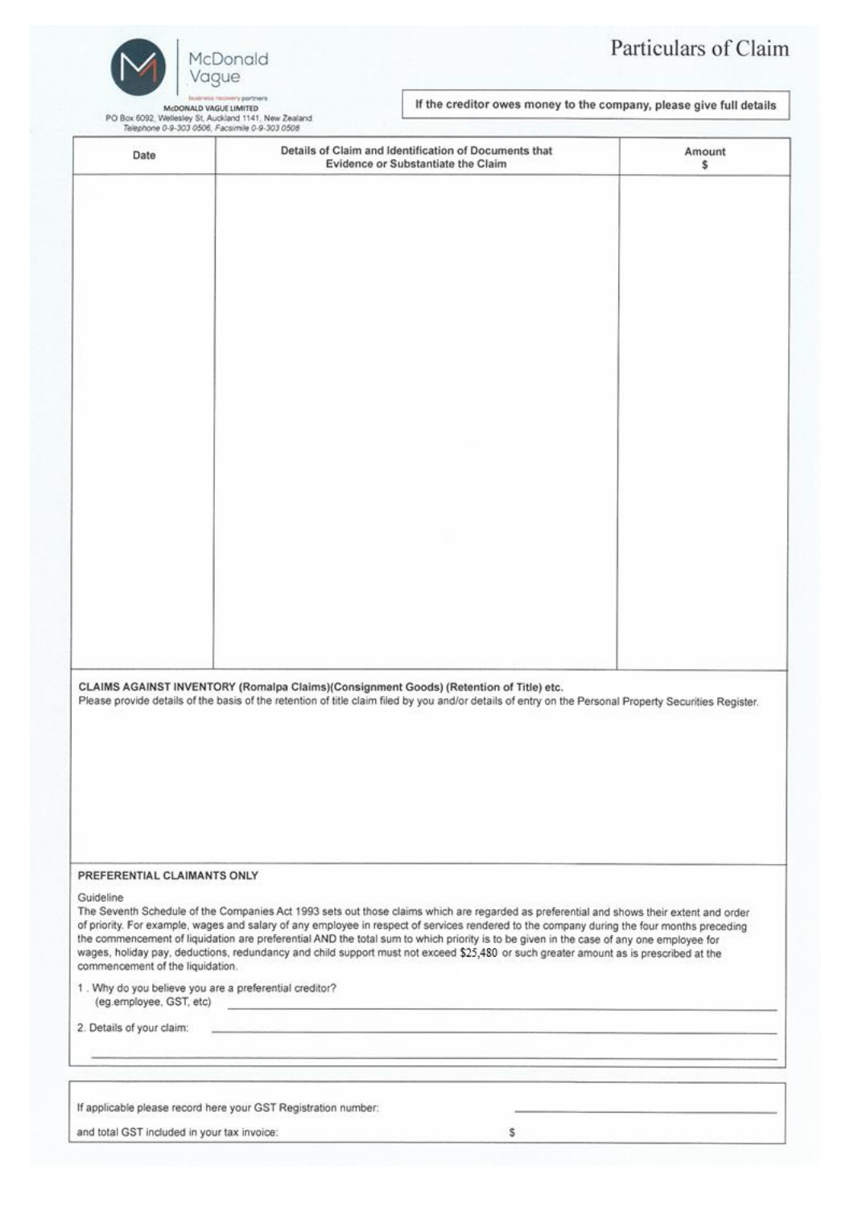McDonald Vague

business recovery partners

McDONALD VAGUE LIMITED
PO Box 6092, Wellesley St, Auckland 1141, New Zealand
Telephone 0-9-303 0506, Facsimile 0-9-303 0508

# Particulars of Claim

**If the creditor owes money to the company, please give full details**

| Date | Details of Claim and Identification of Documents that Evidence or Substantiate the Claim | Amount $ |
|---|---|---|
| | | |

**CLAIMS AGAINST INVENTORY (Romalpa Claims)(Consignment Goods) (Retention of Title) etc.**

Please provide details of the basis of the retention of title claim filed by you and/or details of entry on the Personal Property Securities Register.

**PREFERENTIAL CLAIMANTS ONLY**

Guideline

The Seventh Schedule of the Companies Act 1993 sets out those claims which are regarded as preferential and shows their extent and order of priority. For example, wages and salary of any employee in respect of services rendered to the company during the four months preceding the commencement of liquidation are preferential AND the total sum to which priority is to be given in the case of any one employee for wages, holiday pay, deductions, redundancy and child support must not exceed $25,480 or such greater amount as is prescribed at the commencement of the liquidation.

1. Why do you believe you are a preferential creditor? (eg.employee, GST, etc) \_\_\_\_\_\_\_\_\_\_\_\_\_\_\_\_

2. Details of your claim: \_\_\_\_\_\_\_\_\_\_\_\_\_\_\_\_

If applicable please record here your GST Registration number: \_\_\_\_\_\_\_\_\_\_\_\_\_\_\_\_

and total GST included in your tax invoice: $